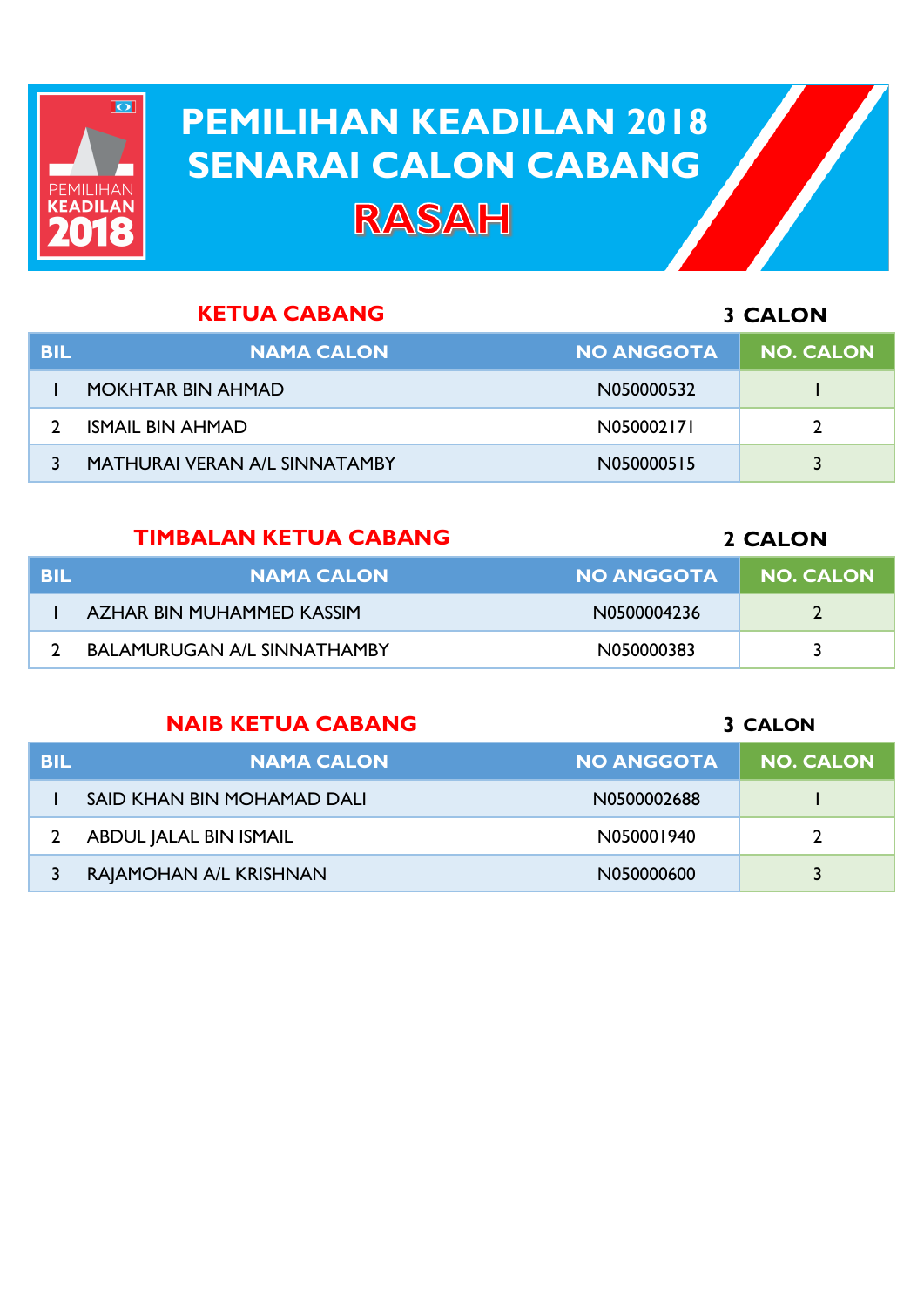PEMILIHAN KEADILAN 2018

# PEMILIHAN KEADILAN 2018
# SENARAI CALON CABANG
# RASAH

## KETUA CABANG

**3 CALON**

| BIL | NAMA CALON | NO ANGGOTA | NO. CALON |
|---|---|---|---|
| 1 | MOKHTAR BIN AHMAD | N050000532 | 1 |
| 2 | ISMAIL BIN AHMAD | N050002171 | 2 |
| 3 | MATHURAI VERAN A/L SINNATAMBY | N050000515 | 3 |

## TIMBALAN KETUA CABANG

**2 CALON**

| BIL | NAMA CALON | NO ANGGOTA | NO. CALON |
|---|---|---|---|
| 1 | AZHAR BIN MUHAMMED KASSIM | N0500004236 | 2 |
| 2 | BALAMURUGAN A/L SINNATHAMBY | N050000383 | 3 |

## NAIB KETUA CABANG

**3 CALON**

| BIL | NAMA CALON | NO ANGGOTA | NO. CALON |
|---|---|---|---|
| 1 | SAID KHAN BIN MOHAMAD DALI | N0500002688 | 1 |
| 2 | ABDUL JALAL BIN ISMAIL | N050001940 | 2 |
| 3 | RAJAMOHAN A/L KRISHNAN | N050000600 | 3 |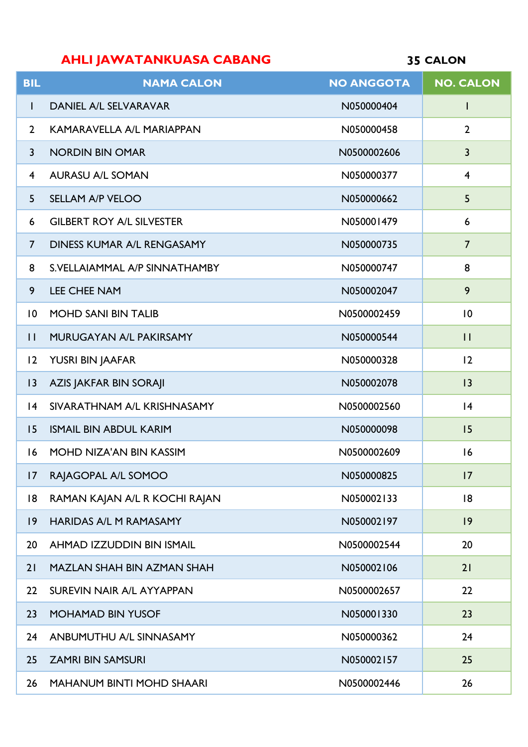**AHLI JAWATANKUASA CABANG** **35 CALON**

| BIL | NAMA CALON | NO ANGGOTA | NO. CALON |
|---|---|---|---|
| 1 | DANIEL A/L SELVARAVAR | N050000404 | 1 |
| 2 | KAMARAVELLA A/L MARIAPPAN | N050000458 | 2 |
| 3 | NORDIN BIN OMAR | N0500002606 | 3 |
| 4 | AURASU A/L SOMAN | N050000377 | 4 |
| 5 | SELLAM A/P VELOO | N050000662 | 5 |
| 6 | GILBERT ROY A/L SILVESTER | N050001479 | 6 |
| 7 | DINESS KUMAR A/L RENGASAMY | N050000735 | 7 |
| 8 | S.VELLAIAMMAL A/P SINNATHAMBY | N050000747 | 8 |
| 9 | LEE CHEE NAM | N050002047 | 9 |
| 10 | MOHD SANI BIN TALIB | N0500002459 | 10 |
| 11 | MURUGAYAN A/L PAKIRSAMY | N050000544 | 11 |
| 12 | YUSRI BIN JAAFAR | N050000328 | 12 |
| 13 | AZIS JAKFAR BIN SORAJI | N050002078 | 13 |
| 14 | SIVARATHNAM A/L KRISHNASAMY | N0500002560 | 14 |
| 15 | ISMAIL BIN ABDUL KARIM | N050000098 | 15 |
| 16 | MOHD NIZA'AN BIN KASSIM | N0500002609 | 16 |
| 17 | RAJAGOPAL A/L SOMOO | N050000825 | 17 |
| 18 | RAMAN KAJAN A/L R KOCHI RAJAN | N050002133 | 18 |
| 19 | HARIDAS A/L M RAMASAMY | N050002197 | 19 |
| 20 | AHMAD IZZUDDIN BIN ISMAIL | N0500002544 | 20 |
| 21 | MAZLAN SHAH BIN AZMAN SHAH | N050002106 | 21 |
| 22 | SUREVIN NAIR A/L AYYAPPAN | N0500002657 | 22 |
| 23 | MOHAMAD BIN YUSOF | N050001330 | 23 |
| 24 | ANBUMUTHU A/L SINNASAMY | N050000362 | 24 |
| 25 | ZAMRI BIN SAMSURI | N050002157 | 25 |
| 26 | MAHANUM BINTI MOHD SHAARI | N0500002446 | 26 |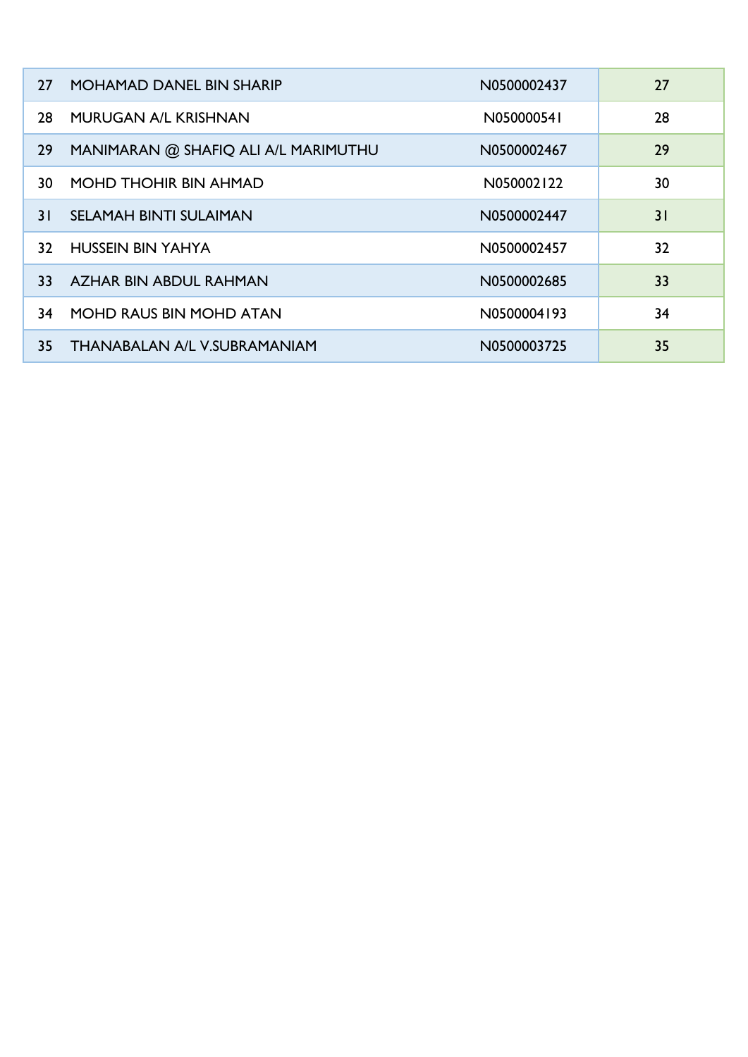| | | | |
|---|---|---|---|
| 27 | MOHAMAD DANEL BIN SHARIP | N0500002437 | 27 |
| 28 | MURUGAN A/L KRISHNAN | N050000541 | 28 |
| 29 | MANIMARAN @ SHAFIQ ALI A/L MARIMUTHU | N0500002467 | 29 |
| 30 | MOHD THOHIR BIN AHMAD | N050002122 | 30 |
| 31 | SELAMAH BINTI SULAIMAN | N0500002447 | 31 |
| 32 | HUSSEIN BIN YAHYA | N0500002457 | 32 |
| 33 | AZHAR BIN ABDUL RAHMAN | N0500002685 | 33 |
| 34 | MOHD RAUS BIN MOHD ATAN | N0500004193 | 34 |
| 35 | THANABALAN A/L V.SUBRAMANIAM | N0500003725 | 35 |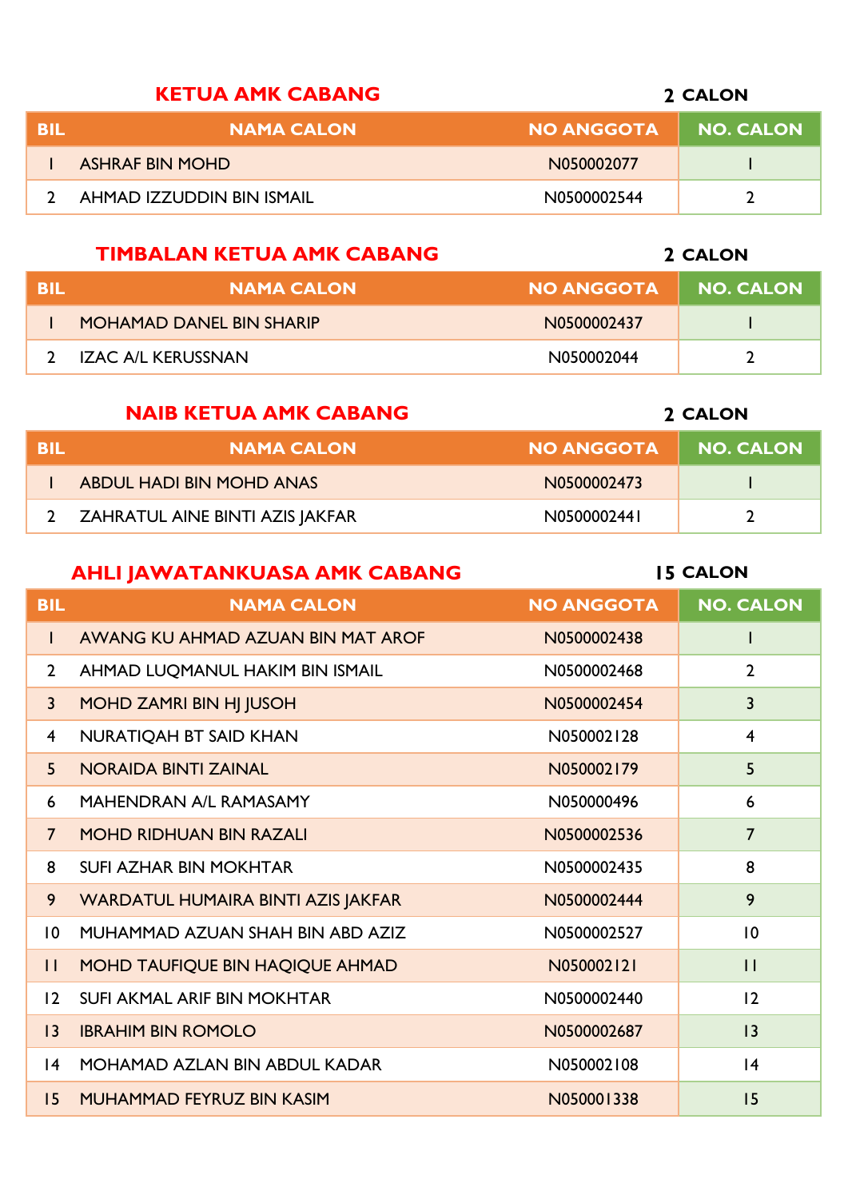## KETUA AMK CABANG

**2 CALON**

| BIL | NAMA CALON | NO ANGGOTA | NO. CALON |
|---|---|---|---|
| 1 | ASHRAF BIN MOHD | N050002077 | 1 |
| 2 | AHMAD IZZUDDIN BIN ISMAIL | N0500002544 | 2 |

## TIMBALAN KETUA AMK CABANG

**2 CALON**

| BIL | NAMA CALON | NO ANGGOTA | NO. CALON |
|---|---|---|---|
| 1 | MOHAMAD DANEL BIN SHARIP | N0500002437 | 1 |
| 2 | IZAC A/L KERUSSNAN | N050002044 | 2 |

## NAIB KETUA AMK CABANG

**2 CALON**

| BIL | NAMA CALON | NO ANGGOTA | NO. CALON |
|---|---|---|---|
| 1 | ABDUL HADI BIN MOHD ANAS | N0500002473 | 1 |
| 2 | ZAHRATUL AINE BINTI AZIS JAKFAR | N0500002441 | 2 |

## AHLI JAWATANKUASA AMK CABANG

**15 CALON**

| BIL | NAMA CALON | NO ANGGOTA | NO. CALON |
|---|---|---|---|
| 1 | AWANG KU AHMAD AZUAN BIN MAT AROF | N0500002438 | 1 |
| 2 | AHMAD LUQMANUL HAKIM BIN ISMAIL | N0500002468 | 2 |
| 3 | MOHD ZAMRI BIN HJ JUSOH | N0500002454 | 3 |
| 4 | NURATIQAH BT SAID KHAN | N050002128 | 4 |
| 5 | NORAIDA BINTI ZAINAL | N050002179 | 5 |
| 6 | MAHENDRAN A/L RAMASAMY | N050000496 | 6 |
| 7 | MOHD RIDHUAN BIN RAZALI | N0500002536 | 7 |
| 8 | SUFI AZHAR BIN MOKHTAR | N0500002435 | 8 |
| 9 | WARDATUL HUMAIRA BINTI AZIS JAKFAR | N0500002444 | 9 |
| 10 | MUHAMMAD AZUAN SHAH BIN ABD AZIZ | N0500002527 | 10 |
| 11 | MOHD TAUFIQUE BIN HAQIQUE AHMAD | N050002121 | 11 |
| 12 | SUFI AKMAL ARIF BIN MOKHTAR | N0500002440 | 12 |
| 13 | IBRAHIM BIN ROMOLO | N0500002687 | 13 |
| 14 | MOHAMAD AZLAN BIN ABDUL KADAR | N050002108 | 14 |
| 15 | MUHAMMAD FEYRUZ BIN KASIM | N050001338 | 15 |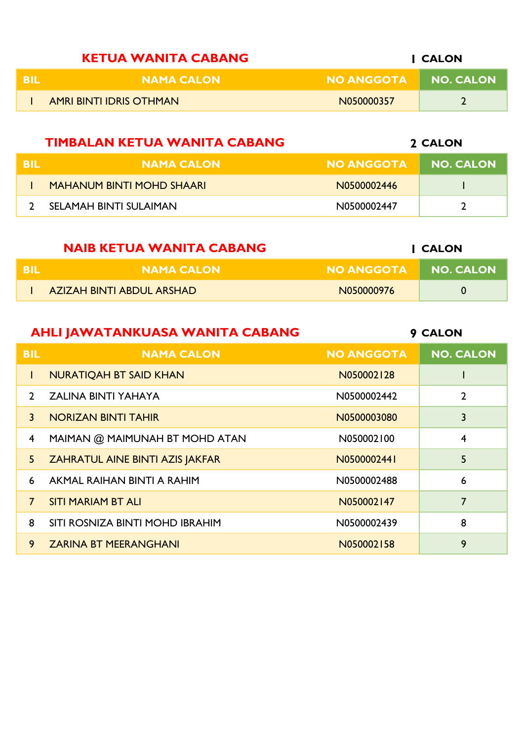## KETUA WANITA CABANG

**1 CALON**

| BIL | NAMA CALON | NO ANGGOTA | NO. CALON |
|---|---|---|---|
| 1 | AMRI BINTI IDRIS OTHMAN | N050000357 | 2 |

## TIMBALAN KETUA WANITA CABANG

**2 CALON**

| BIL | NAMA CALON | NO ANGGOTA | NO. CALON |
|---|---|---|---|
| 1 | MAHANUM BINTI MOHD SHAARI | N0500002446 | 1 |
| 2 | SELAMAH BINTI SULAIMAN | N0500002447 | 2 |

## NAIB KETUA WANITA CABANG

**1 CALON**

| BIL | NAMA CALON | NO ANGGOTA | NO. CALON |
|---|---|---|---|
| 1 | AZIZAH BINTI ABDUL ARSHAD | N050000976 | 0 |

## AHLI JAWATANKUASA WANITA CABANG

**9 CALON**

| BIL | NAMA CALON | NO ANGGOTA | NO. CALON |
|---|---|---|---|
| 1 | NURATIQAH BT SAID KHAN | N050002128 | 1 |
| 2 | ZALINA BINTI YAHAYA | N0500002442 | 2 |
| 3 | NORIZAN BINTI TAHIR | N0500003080 | 3 |
| 4 | MAIMAN @ MAIMUNAH BT MOHD ATAN | N050002100 | 4 |
| 5 | ZAHRATUL AINE BINTI AZIS JAKFAR | N0500002441 | 5 |
| 6 | AKMAL RAIHAN BINTI A RAHIM | N0500002488 | 6 |
| 7 | SITI MARIAM BT ALI | N050002147 | 7 |
| 8 | SITI ROSNIZA BINTI MOHD IBRAHIM | N0500002439 | 8 |
| 9 | ZARINA BT MEERANGHANI | N050002158 | 9 |